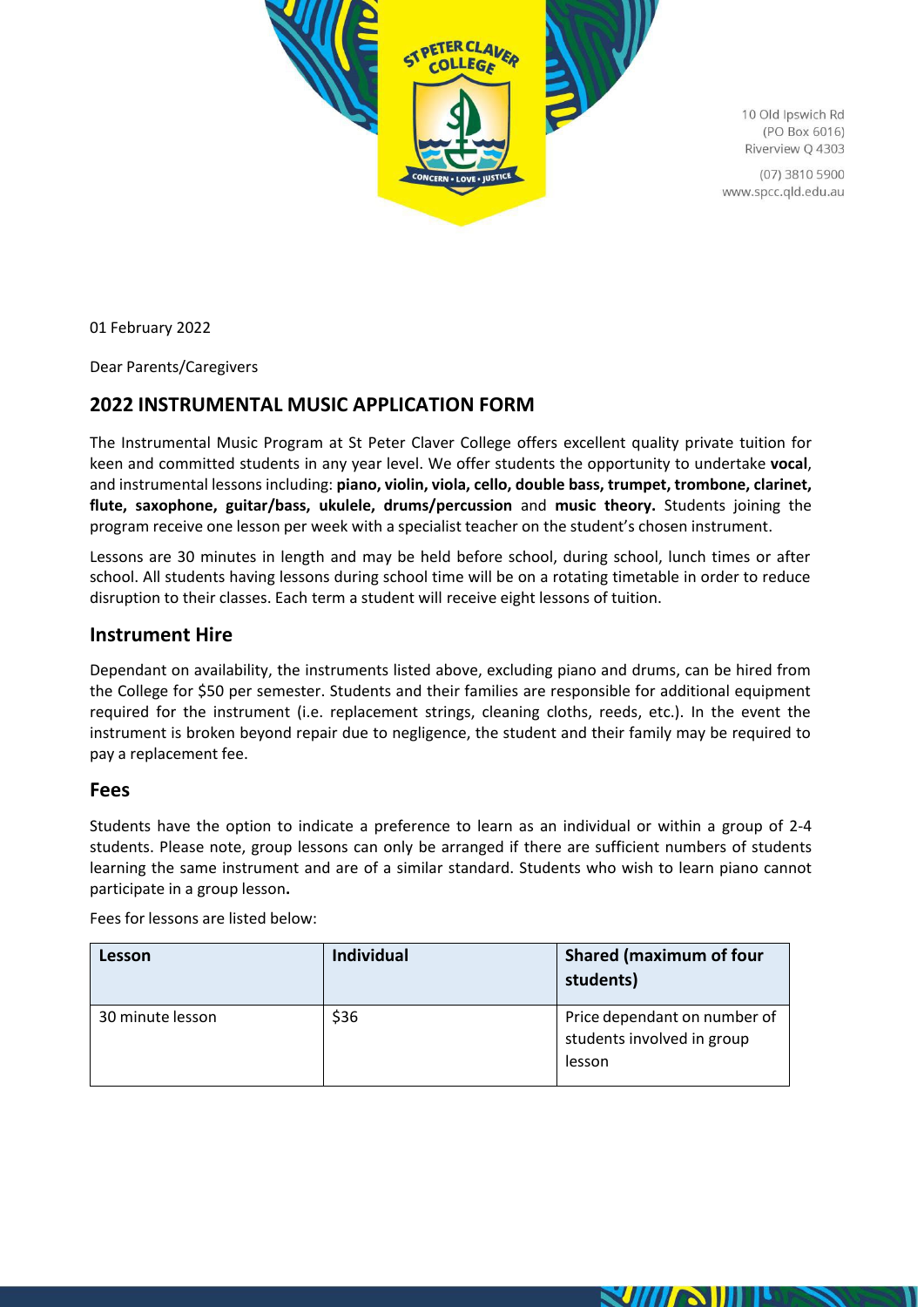10 Old Ipswich Rd
(PO Box 6016)
Riverview Q 4303

(07) 3810 5900
www.spcc.qld.edu.au

01 February 2022

Dear Parents/Caregivers

## 2022 INSTRUMENTAL MUSIC APPLICATION FORM

The Instrumental Music Program at St Peter Claver College offers excellent quality private tuition for keen and committed students in any year level. We offer students the opportunity to undertake **vocal**, and instrumental lessons including: **piano, violin, viola, cello, double bass, trumpet, trombone, clarinet, flute, saxophone, guitar/bass, ukulele, drums/percussion** and **music theory.** Students joining the program receive one lesson per week with a specialist teacher on the student's chosen instrument.

Lessons are 30 minutes in length and may be held before school, during school, lunch times or after school. All students having lessons during school time will be on a rotating timetable in order to reduce disruption to their classes. Each term a student will receive eight lessons of tuition.

## Instrument Hire

Dependant on availability, the instruments listed above, excluding piano and drums, can be hired from the College for $50 per semester. Students and their families are responsible for additional equipment required for the instrument (i.e. replacement strings, cleaning cloths, reeds, etc.). In the event the instrument is broken beyond repair due to negligence, the student and their family may be required to pay a replacement fee.

## Fees

Students have the option to indicate a preference to learn as an individual or within a group of 2-4 students. Please note, group lessons can only be arranged if there are sufficient numbers of students learning the same instrument and are of a similar standard. Students who wish to learn piano cannot participate in a group lesson**.**

Fees for lessons are listed below:

| Lesson | Individual | Shared (maximum of four students) |
| --- | --- | --- |
| 30 minute lesson | $36 | Price dependant on number of students involved in group lesson |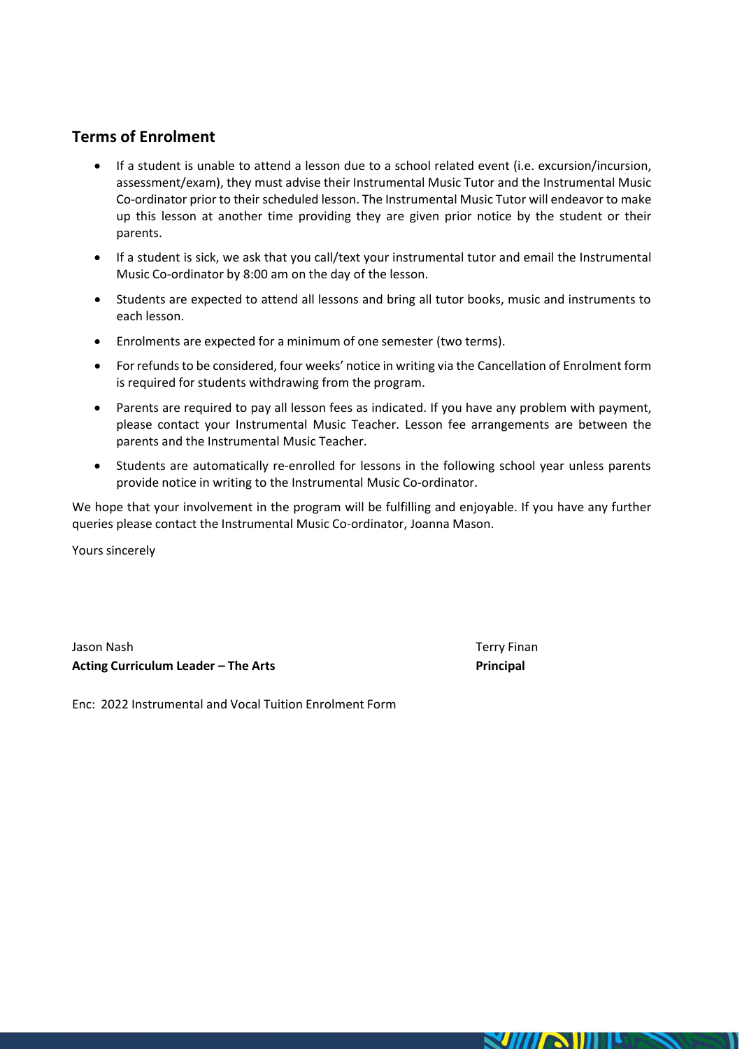## Terms of Enrolment

- If a student is unable to attend a lesson due to a school related event (i.e. excursion/incursion, assessment/exam), they must advise their Instrumental Music Tutor and the Instrumental Music Co-ordinator prior to their scheduled lesson. The Instrumental Music Tutor will endeavor to make up this lesson at another time providing they are given prior notice by the student or their parents.
- If a student is sick, we ask that you call/text your instrumental tutor and email the Instrumental Music Co-ordinator by 8:00 am on the day of the lesson.
- Students are expected to attend all lessons and bring all tutor books, music and instruments to each lesson.
- Enrolments are expected for a minimum of one semester (two terms).
- For refunds to be considered, four weeks' notice in writing via the Cancellation of Enrolment form is required for students withdrawing from the program.
- Parents are required to pay all lesson fees as indicated. If you have any problem with payment, please contact your Instrumental Music Teacher. Lesson fee arrangements are between the parents and the Instrumental Music Teacher.
- Students are automatically re-enrolled for lessons in the following school year unless parents provide notice in writing to the Instrumental Music Co-ordinator.

We hope that your involvement in the program will be fulfilling and enjoyable. If you have any further queries please contact the Instrumental Music Co-ordinator, Joanna Mason.

Yours sincerely

Jason Nash
**Acting Curriculum Leader – The Arts**

Terry Finan
**Principal**

Enc: 2022 Instrumental and Vocal Tuition Enrolment Form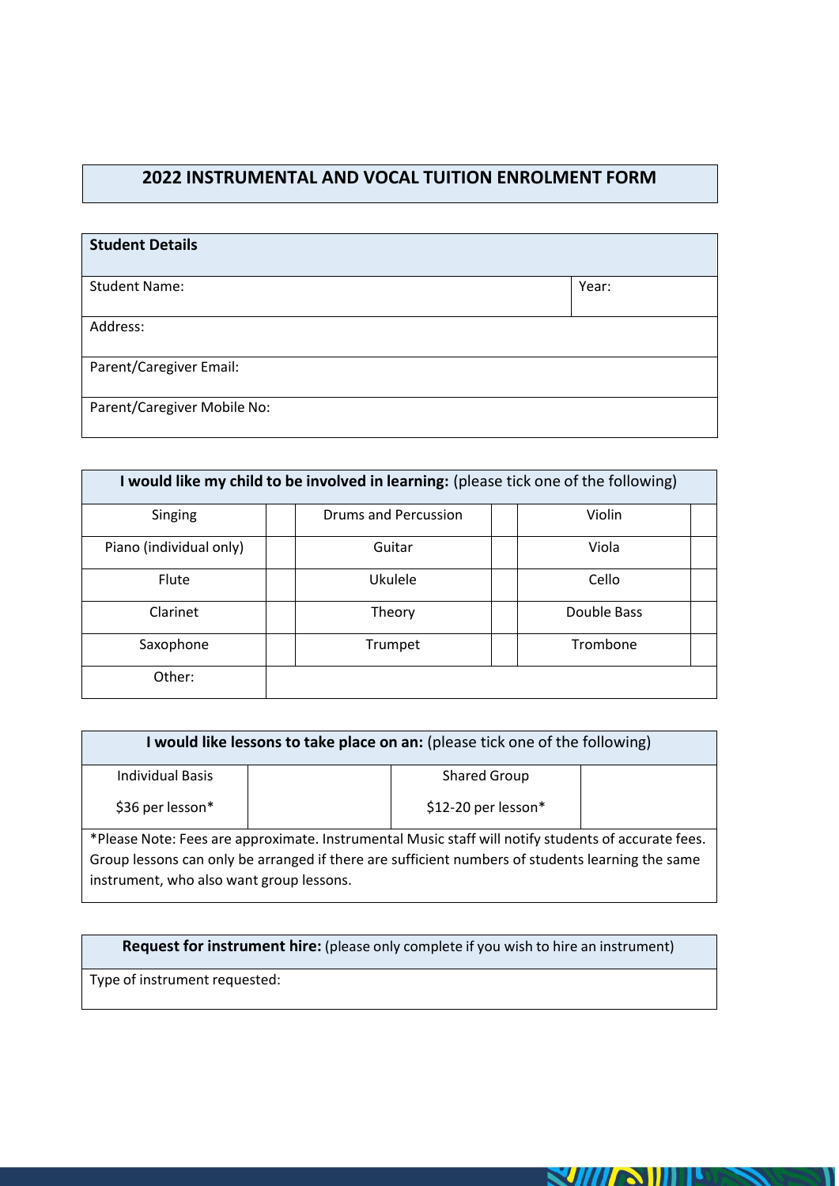# 2022 INSTRUMENTAL AND VOCAL TUITION ENROLMENT FORM

| **Student Details** | |
|---|---|
| Student Name: | Year: |
| Address: | |
| Parent/Caregiver Email: | |
| Parent/Caregiver Mobile No: | |

| **I would like my child to be involved in learning:** (please tick one of the following) | | | | | |
|---|---|---|---|---|---|
| Singing | | Drums and Percussion | | Violin | |
| Piano (individual only) | | Guitar | | Viola | |
| Flute | | Ukulele | | Cello | |
| Clarinet | | Theory | | Double Bass | |
| Saxophone | | Trumpet | | Trombone | |
| Other: | | | | | |

| **I would like lessons to take place on an:** (please tick one of the following) | | | |
|---|---|---|---|
| Individual Basis<br>$36 per lesson* | | Shared Group<br>$12-20 per lesson* | |

*Please Note: Fees are approximate. Instrumental Music staff will notify students of accurate fees. Group lessons can only be arranged if there are sufficient numbers of students learning the same instrument, who also want group lessons.

| **Request for instrument hire:** (please only complete if you wish to hire an instrument) |
|---|
| Type of instrument requested: |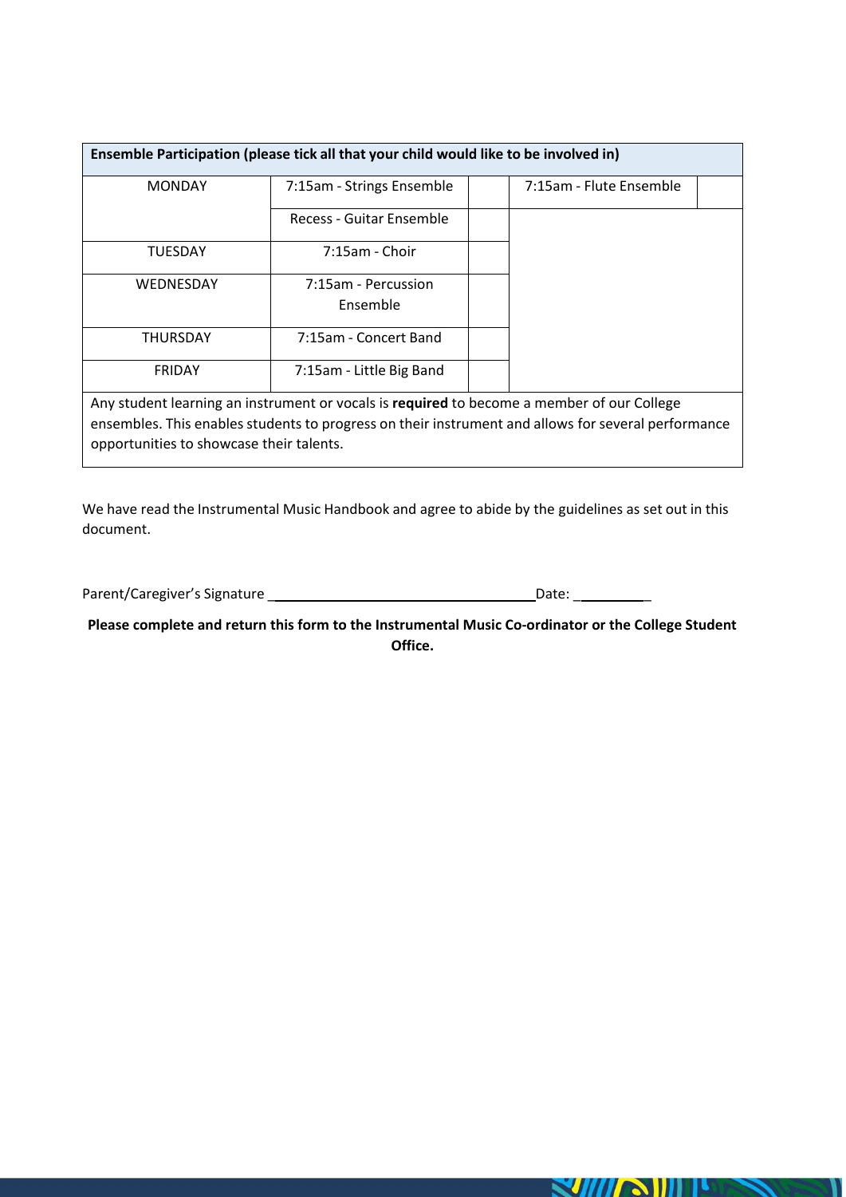| Ensemble Participation (please tick all that your child would like to be involved in) | | | | |
|---|---|---|---|---|
| MONDAY | 7:15am - Strings Ensemble | | 7:15am - Flute Ensemble | |
| | Recess - Guitar Ensemble | | | |
| TUESDAY | 7:15am - Choir | | | |
| WEDNESDAY | 7:15am - Percussion Ensemble | | | |
| THURSDAY | 7:15am - Concert Band | | | |
| FRIDAY | 7:15am - Little Big Band | | | |
| Any student learning an instrument or vocals is **required** to become a member of our College ensembles. This enables students to progress on their instrument and allows for several performance opportunities to showcase their talents. | | | | |

We have read the Instrumental Music Handbook and agree to abide by the guidelines as set out in this document.

Parent/Caregiver's Signature ___________________________________ Date: ___________

**Please complete and return this form to the Instrumental Music Co-ordinator or the College Student Office.**